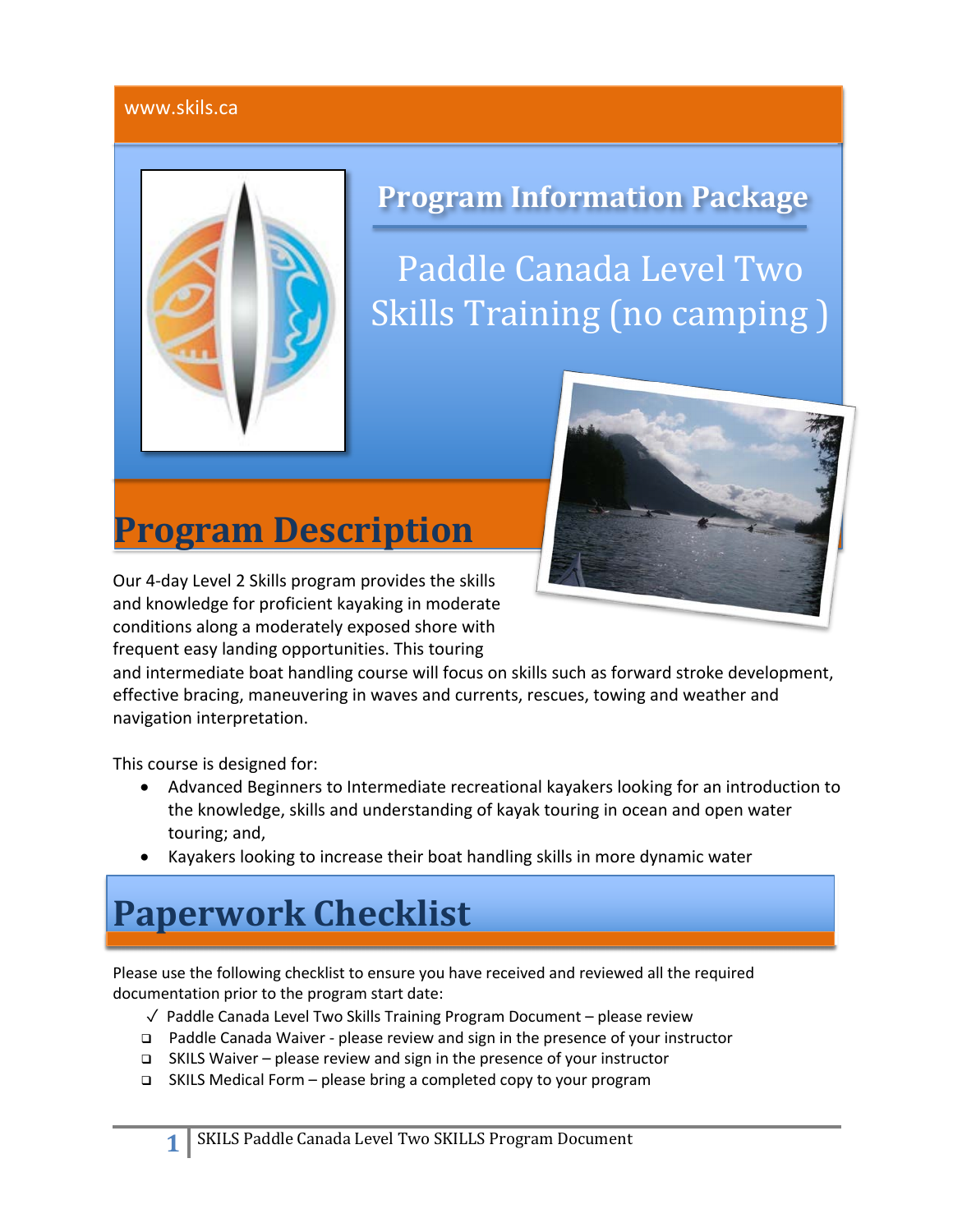www.skils.ca

# Program Information Package

Paddle Canada Level Two Skills Training (no camping )

## Program Description

Our 4-day Level 2 Skills program provides the skills and knowledge for proficient kayaking in moderate conditions along a moderately exposed shore with frequent easy landing opportunities. This touring and intermediate boat handling course will focus on skills such as forward stroke development, effective bracing, maneuvering in waves and currents, rescues, towing and weather and navigation interpretation.

This course is designed for:

- Advanced Beginners to Intermediate recreational kayakers looking for an introduction to the knowledge, skills and understanding of kayak touring in ocean and open water touring; and,
- Kayakers looking to increase their boat handling skills in more dynamic water

## Paperwork Checklist

Please use the following checklist to ensure you have received and reviewed all the required documentation prior to the program start date:

- ✓ Paddle Canada Level Two Skills Training Program Document – please review
- ❑ Paddle Canada Waiver - please review and sign in the presence of your instructor
- ❑ SKILS Waiver – please review and sign in the presence of your instructor
- ❑ SKILS Medical Form – please bring a completed copy to your program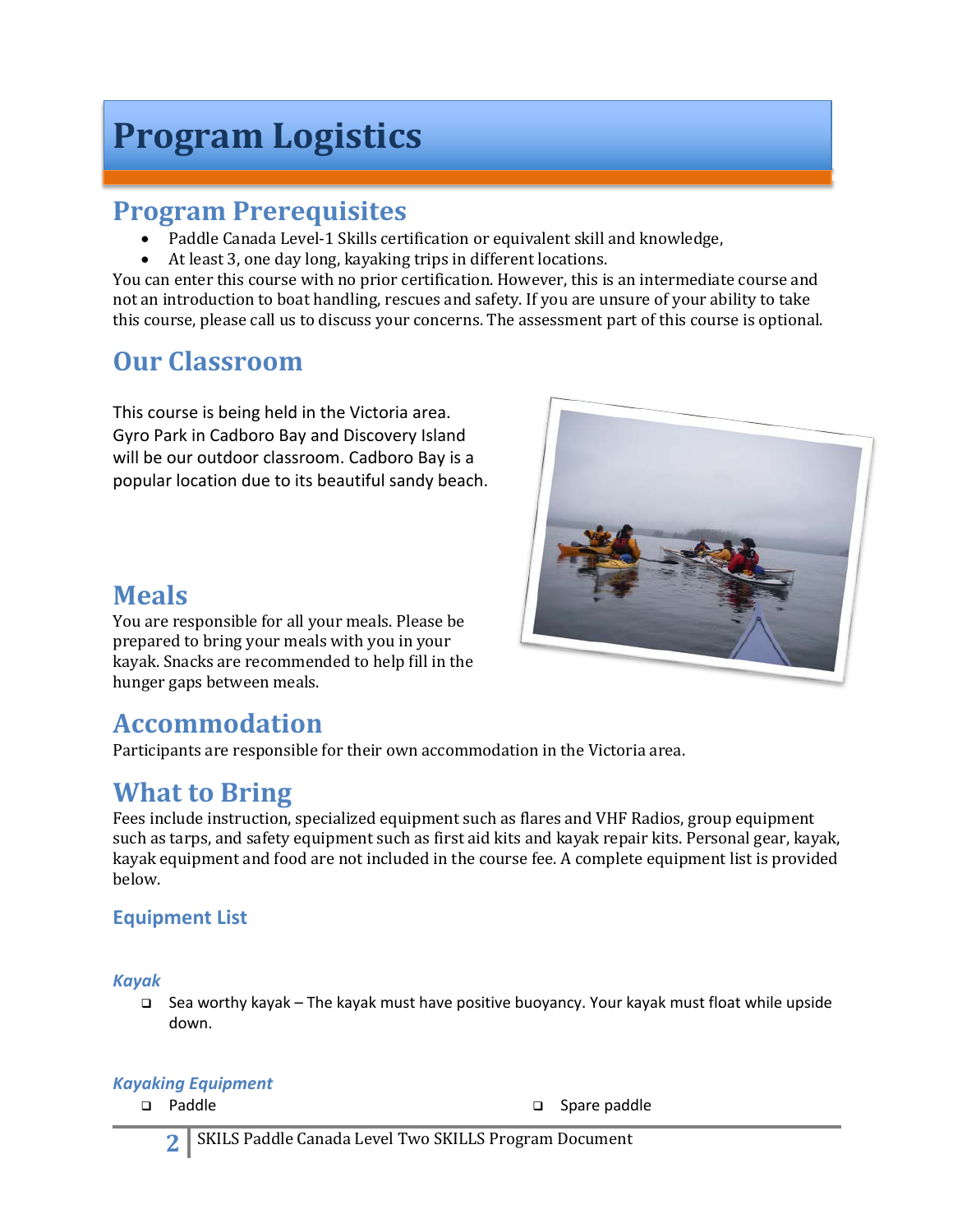# Program Logistics

## Program Prerequisites

- Paddle Canada Level-1 Skills certification or equivalent skill and knowledge,
- At least 3, one day long, kayaking trips in different locations.

You can enter this course with no prior certification. However, this is an intermediate course and not an introduction to boat handling, rescues and safety. If you are unsure of your ability to take this course, please call us to discuss your concerns. The assessment part of this course is optional.

## Our Classroom

This course is being held in the Victoria area. Gyro Park in Cadboro Bay and Discovery Island will be our outdoor classroom. Cadboro Bay is a popular location due to its beautiful sandy beach.

## Meals

You are responsible for all your meals. Please be prepared to bring your meals with you in your kayak. Snacks are recommended to help fill in the hunger gaps between meals.

## Accommodation

Participants are responsible for their own accommodation in the Victoria area.

## What to Bring

Fees include instruction, specialized equipment such as flares and VHF Radios, group equipment such as tarps, and safety equipment such as first aid kits and kayak repair kits. Personal gear, kayak, kayak equipment and food are not included in the course fee. A complete equipment list is provided below.

### Equipment List

#### *Kayak*

- ❑ Sea worthy kayak – The kayak must have positive buoyancy. Your kayak must float while upside down.

#### *Kayaking Equipment*

- ❑ Paddle
- ❑ Spare paddle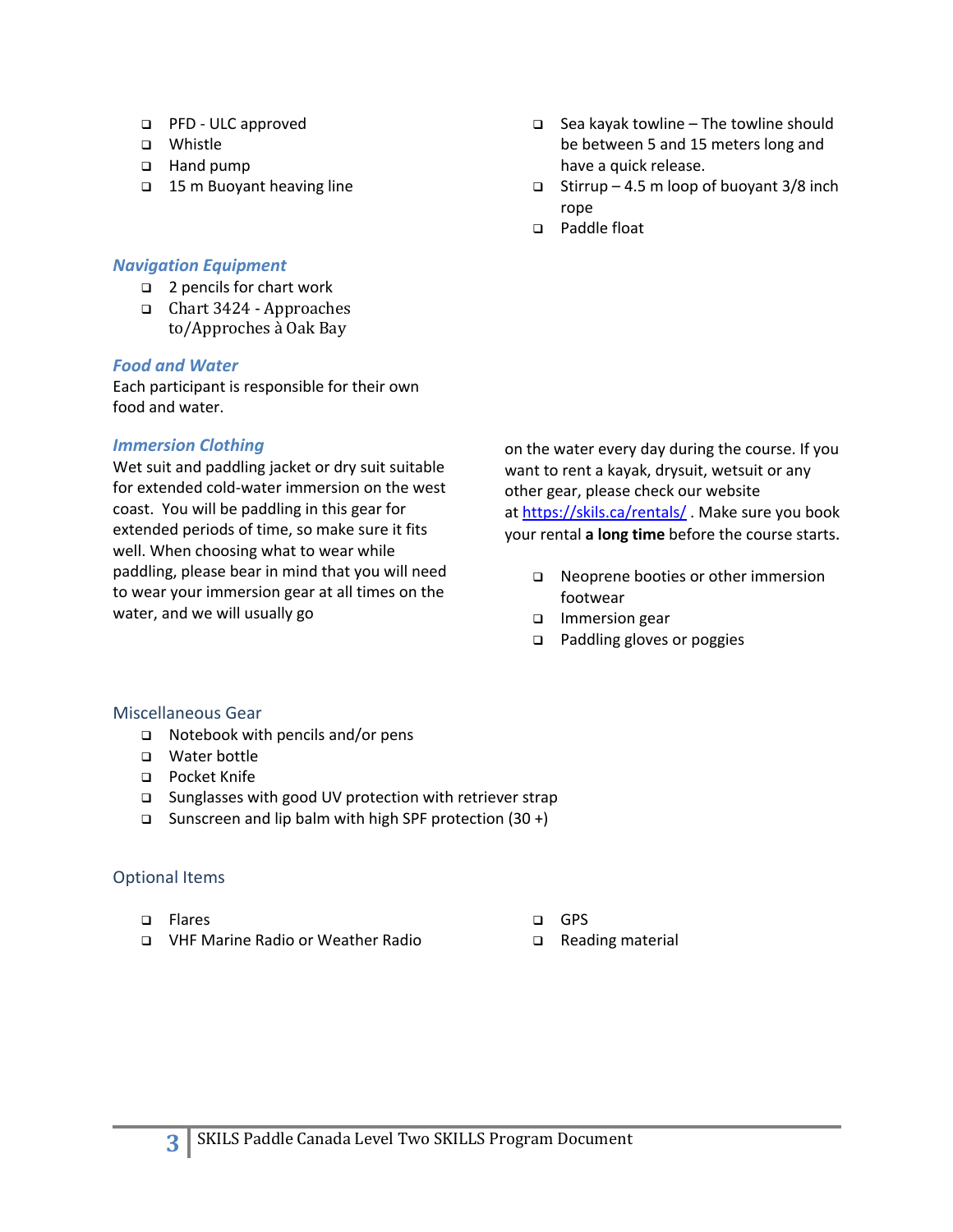- ❑ PFD - ULC approved
- ❑ Whistle
- ❑ Hand pump
- ❑ 15 m Buoyant heaving line
- ❑ Sea kayak towline – The towline should be between 5 and 15 meters long and have a quick release.
- ❑ Stirrup – 4.5 m loop of buoyant 3/8 inch rope
- ❑ Paddle float

### *Navigation Equipment*

- ❑ 2 pencils for chart work
- ❑ Chart 3424 - Approaches to/Approches à Oak Bay

### *Food and Water*

Each participant is responsible for their own food and water.

### *Immersion Clothing*

Wet suit and paddling jacket or dry suit suitable for extended cold-water immersion on the west coast. You will be paddling in this gear for extended periods of time, so make sure it fits well. When choosing what to wear while paddling, please bear in mind that you will need to wear your immersion gear at all times on the water, and we will usually go on the water every day during the course. If you want to rent a kayak, drysuit, wetsuit or any other gear, please check our website at [https://skils.ca/rentals/](https://skils.ca/rentals/) . Make sure you book your rental **a long time** before the course starts.

- ❑ Neoprene booties or other immersion footwear
- ❑ Immersion gear
- ❑ Paddling gloves or poggies

### Miscellaneous Gear

- ❑ Notebook with pencils and/or pens
- ❑ Water bottle
- ❑ Pocket Knife
- ❑ Sunglasses with good UV protection with retriever strap
- ❑ Sunscreen and lip balm with high SPF protection (30 +)

### Optional Items

- ❑ Flares
- ❑ VHF Marine Radio or Weather Radio
- ❑ GPS
- ❑ Reading material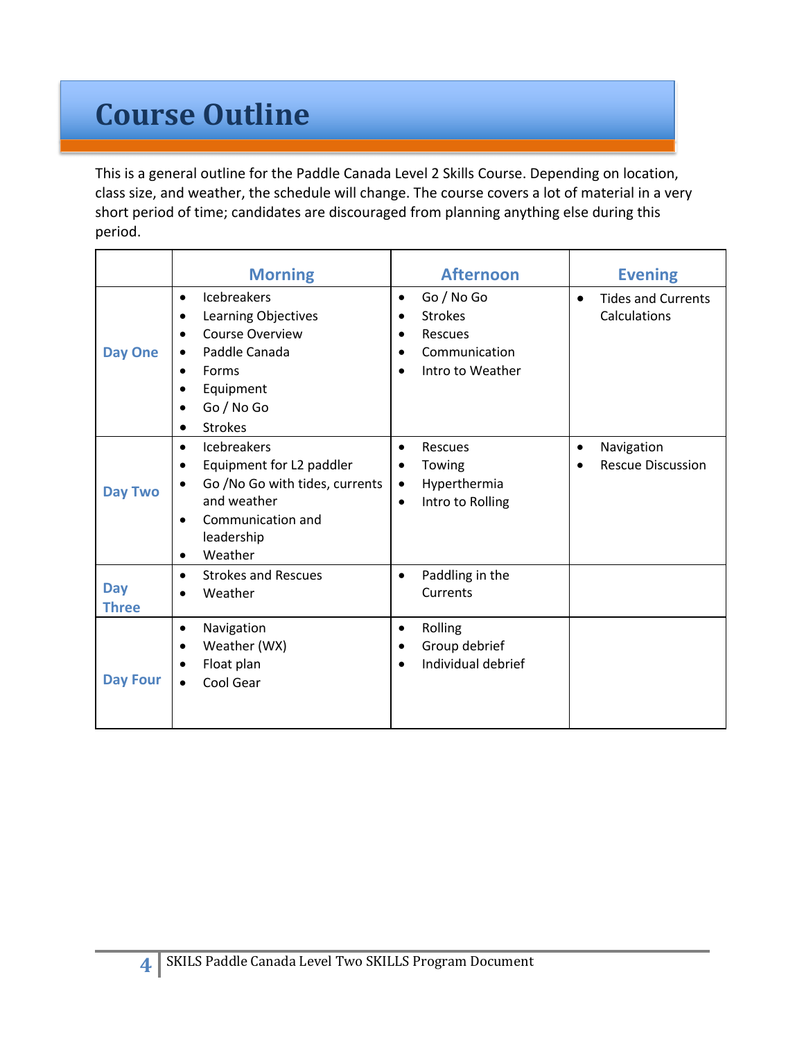# Course Outline

This is a general outline for the Paddle Canada Level 2 Skills Course. Depending on location, class size, and weather, the schedule will change. The course covers a lot of material in a very short period of time; candidates are discouraged from planning anything else during this period.

| | Morning | Afternoon | Evening |
|---|---|---|---|
| Day One | • Icebreakers<br>• Learning Objectives<br>• Course Overview<br>• Paddle Canada<br>• Forms<br>• Equipment<br>• Go / No Go<br>• Strokes | • Go / No Go<br>• Strokes<br>• Rescues<br>• Communication<br>• Intro to Weather | • Tides and Currents Calculations |
| Day Two | • Icebreakers<br>• Equipment for L2 paddler<br>• Go /No Go with tides, currents and weather<br>• Communication and leadership<br>• Weather | • Rescues<br>• Towing<br>• Hyperthermia<br>• Intro to Rolling | • Navigation<br>• Rescue Discussion |
| Day Three | • Strokes and Rescues<br>• Weather | • Paddling in the Currents | |
| Day Four | • Navigation<br>• Weather (WX)<br>• Float plan<br>• Cool Gear | • Rolling<br>• Group debrief<br>• Individual debrief | |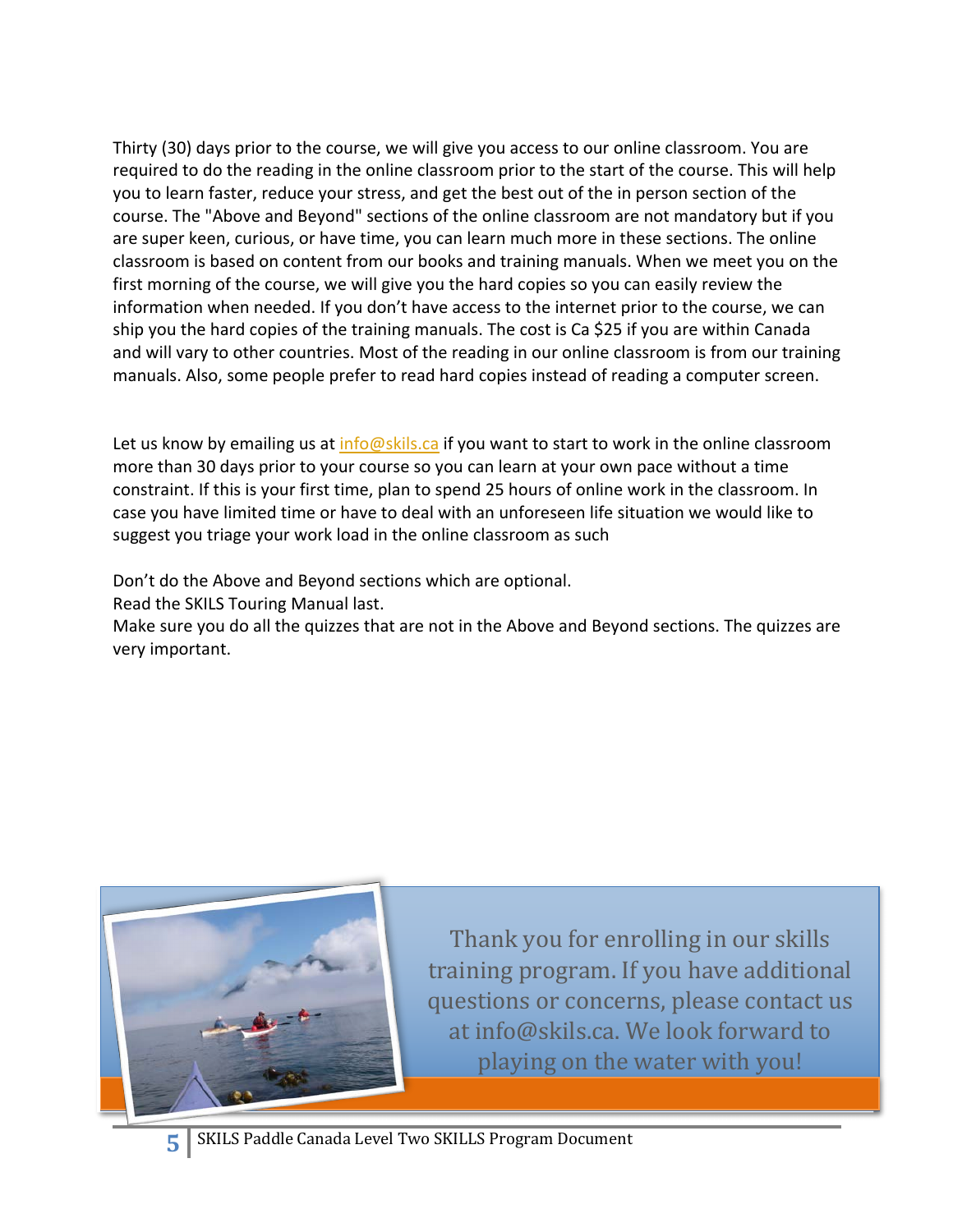Thirty (30) days prior to the course, we will give you access to our online classroom. You are required to do the reading in the online classroom prior to the start of the course. This will help you to learn faster, reduce your stress, and get the best out of the in person section of the course. The "Above and Beyond" sections of the online classroom are not mandatory but if you are super keen, curious, or have time, you can learn much more in these sections. The online classroom is based on content from our books and training manuals. When we meet you on the first morning of the course, we will give you the hard copies so you can easily review the information when needed. If you don't have access to the internet prior to the course, we can ship you the hard copies of the training manuals. The cost is Ca $25 if you are within Canada and will vary to other countries. Most of the reading in our online classroom is from our training manuals. Also, some people prefer to read hard copies instead of reading a computer screen.

Let us know by emailing us at info@skils.ca if you want to start to work in the online classroom more than 30 days prior to your course so you can learn at your own pace without a time constraint. If this is your first time, plan to spend 25 hours of online work in the classroom. In case you have limited time or have to deal with an unforeseen life situation we would like to suggest you triage your work load in the online classroom as such

Don't do the Above and Beyond sections which are optional.

Read the SKILS Touring Manual last.

Make sure you do all the quizzes that are not in the Above and Beyond sections. The quizzes are very important.

Thank you for enrolling in our skills training program. If you have additional questions or concerns, please contact us at info@skils.ca. We look forward to playing on the water with you!